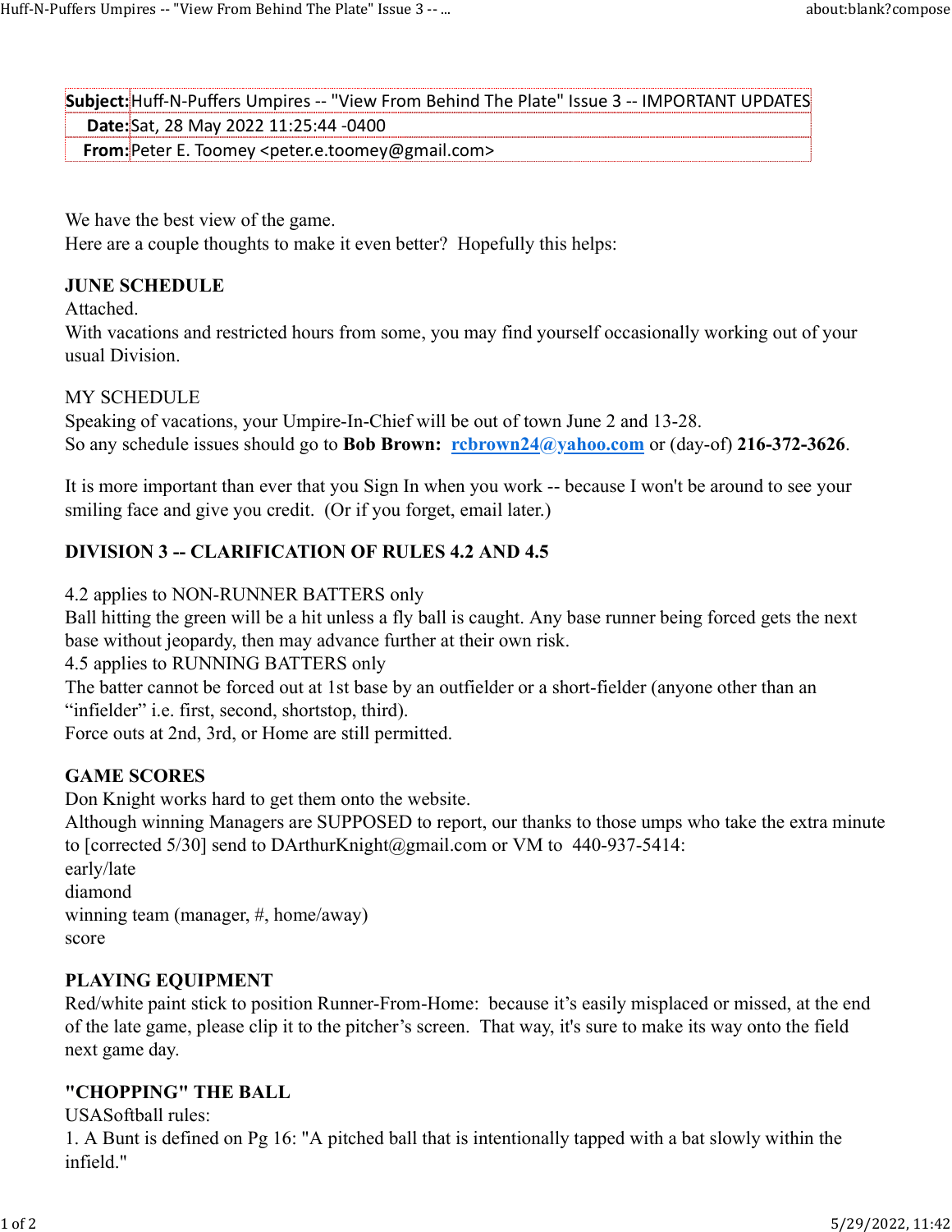| | |
|---|---|
| **Subject:** | Huff-N-Puffers Umpires -- "View From Behind The Plate" Issue 3 -- IMPORTANT UPDATES |
| **Date:** | Sat, 28 May 2022 11:25:44 -0400 |
| **From:** | Peter E. Toomey <peter.e.toomey@gmail.com> |

We have the best view of the game.
Here are a couple thoughts to make it even better? Hopefully this helps:

**JUNE SCHEDULE**
Attached.
With vacations and restricted hours from some, you may find yourself occasionally working out of your usual Division.

MY SCHEDULE
Speaking of vacations, your Umpire-In-Chief will be out of town June 2 and 13-28.
So any schedule issues should go to **Bob Brown:** rcbrown24@yahoo.com or (day-of) **216-372-3626**.

It is more important than ever that you Sign In when you work -- because I won't be around to see your smiling face and give you credit. (Or if you forget, email later.)

**DIVISION 3 -- CLARIFICATION OF RULES 4.2 AND 4.5**

4.2 applies to NON-RUNNER BATTERS only
Ball hitting the green will be a hit unless a fly ball is caught. Any base runner being forced gets the next base without jeopardy, then may advance further at their own risk.
4.5 applies to RUNNING BATTERS only
The batter cannot be forced out at 1st base by an outfielder or a short-fielder (anyone other than an "infielder" i.e. first, second, shortstop, third).
Force outs at 2nd, 3rd, or Home are still permitted.

**GAME SCORES**
Don Knight works hard to get them onto the website.
Although winning Managers are SUPPOSED to report, our thanks to those umps who take the extra minute to [corrected 5/30] send to DArthurKnight@gmail.com or VM to 440-937-5414:
early/late
diamond
winning team (manager, #, home/away)
score

**PLAYING EQUIPMENT**
Red/white paint stick to position Runner-From-Home: because it's easily misplaced or missed, at the end of the late game, please clip it to the pitcher's screen. That way, it's sure to make its way onto the field next game day.

**"CHOPPING" THE BALL**
USASoftball rules:
1. A Bunt is defined on Pg 16: "A pitched ball that is intentionally tapped with a bat slowly within the infield."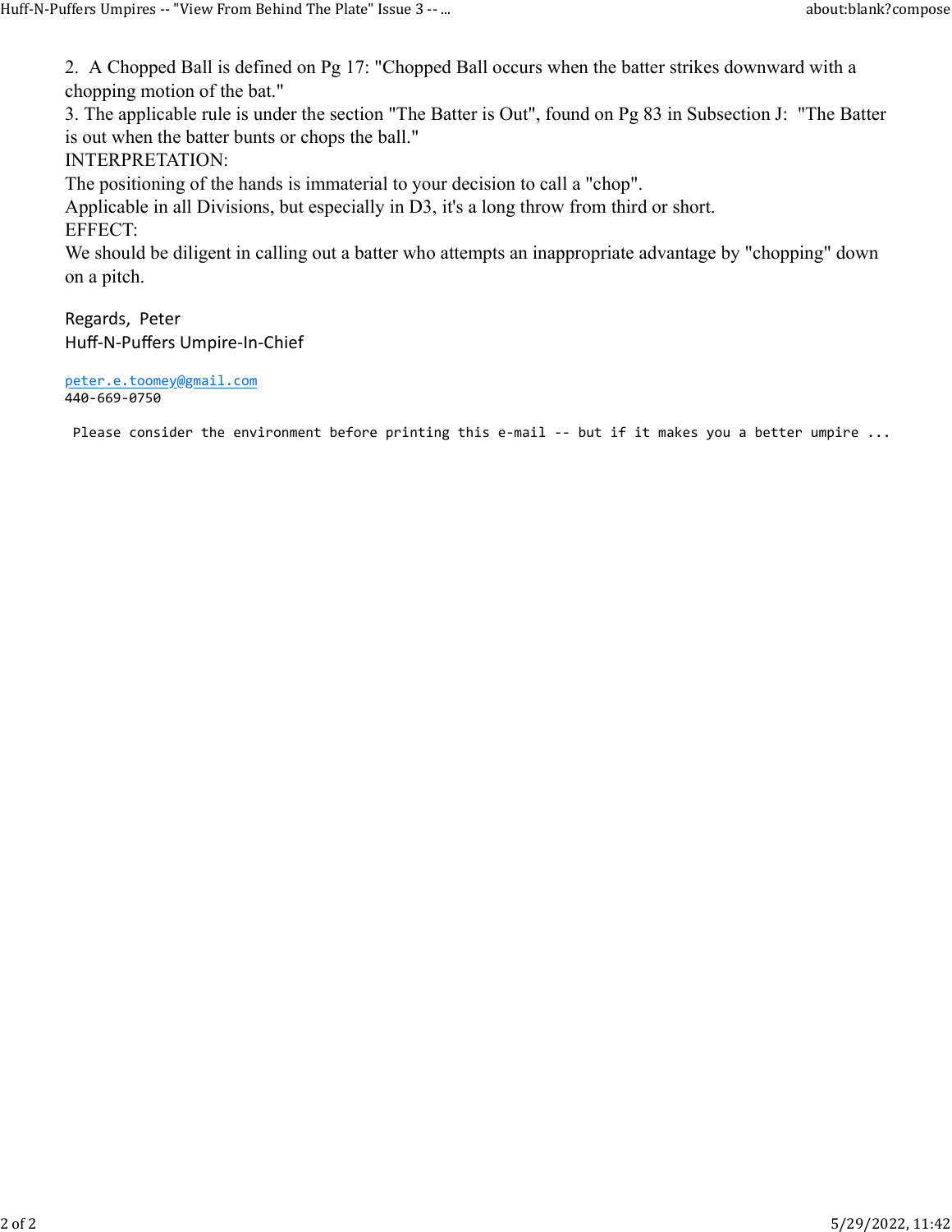2. A Chopped Ball is defined on Pg 17: "Chopped Ball occurs when the batter strikes downward with a chopping motion of the bat."
3. The applicable rule is under the section "The Batter is Out", found on Pg 83 in Subsection J: "The Batter is out when the batter bunts or chops the ball."

INTERPRETATION:
The positioning of the hands is immaterial to your decision to call a "chop".
Applicable in all Divisions, but especially in D3, it's a long throw from third or short.

EFFECT:
We should be diligent in calling out a batter who attempts an inappropriate advantage by "chopping" down on a pitch.

Regards, Peter
Huff-N-Puffers Umpire-In-Chief

peter.e.toomey@gmail.com
440-669-0750

Please consider the environment before printing this e-mail -- but if it makes you a better umpire ...